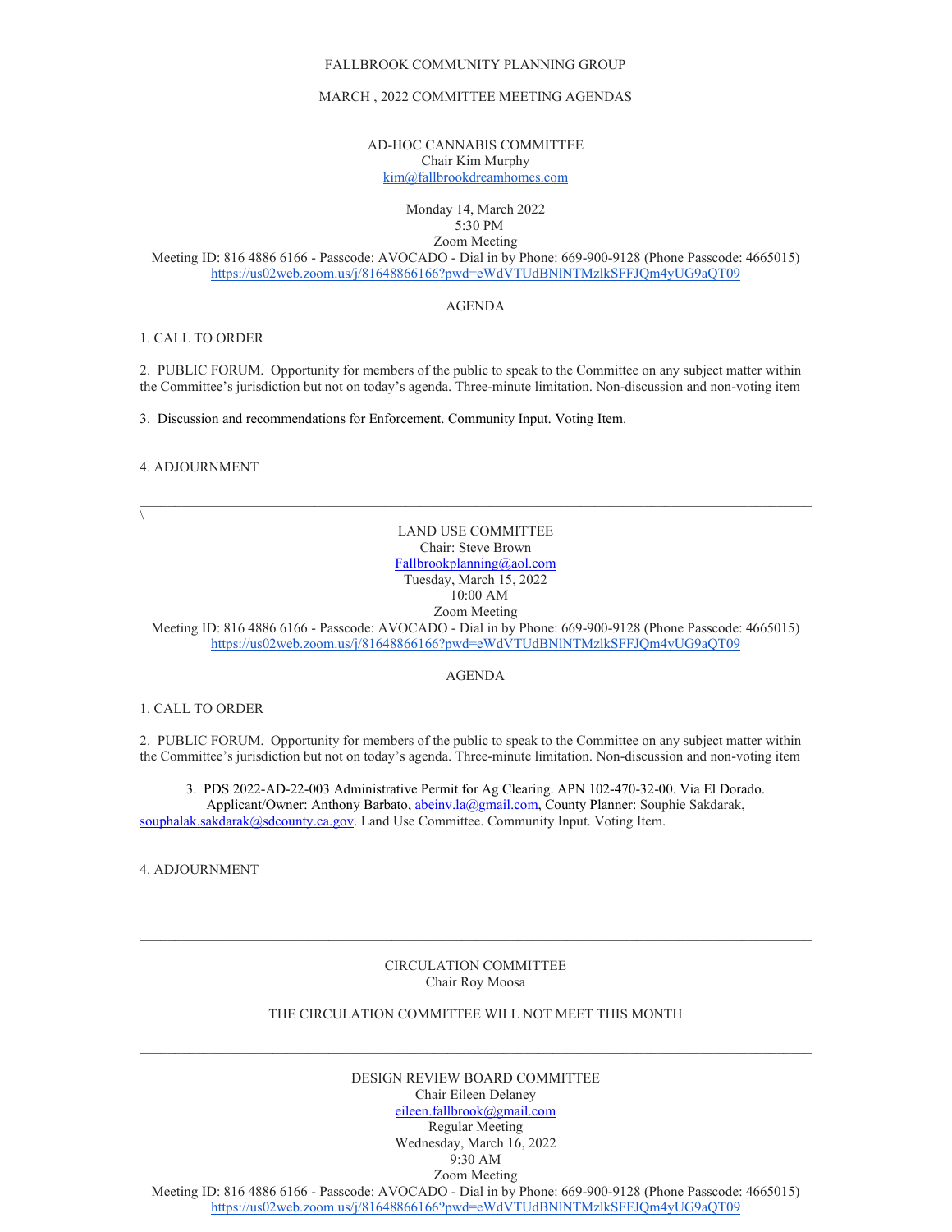FALLBROOK COMMUNITY PLANNING GROUP

MARCH , 2022 COMMITTEE MEETING AGENDAS

AD-HOC CANNABIS COMMITTEE
Chair Kim Murphy
kim@fallbrookdreamhomes.com

Monday 14, March 2022
5:30 PM
Zoom Meeting
Meeting ID: 816 4886 6166 - Passcode: AVOCADO - Dial in by Phone: 669-900-9128 (Phone Passcode: 4665015)
https://us02web.zoom.us/j/81648866166?pwd=eWdVTUdBNlNTMzlkSFFJQm4yUG9aQT09

AGENDA

1. CALL TO ORDER

2. PUBLIC FORUM. Opportunity for members of the public to speak to the Committee on any subject matter within the Committee's jurisdiction but not on today's agenda. Three-minute limitation. Non-discussion and non-voting item

3. Discussion and recommendations for Enforcement. Community Input. Voting Item.

4. ADJOURNMENT

---

\

LAND USE COMMITTEE
Chair: Steve Brown
Fallbrookplanning@aol.com
Tuesday, March 15, 2022
10:00 AM
Zoom Meeting
Meeting ID: 816 4886 6166 - Passcode: AVOCADO - Dial in by Phone: 669-900-9128 (Phone Passcode: 4665015)
https://us02web.zoom.us/j/81648866166?pwd=eWdVTUdBNlNTMzlkSFFJQm4yUG9aQT09

AGENDA

1. CALL TO ORDER

2. PUBLIC FORUM. Opportunity for members of the public to speak to the Committee on any subject matter within the Committee's jurisdiction but not on today's agenda. Three-minute limitation. Non-discussion and non-voting item

3. PDS 2022-AD-22-003 Administrative Permit for Ag Clearing. APN 102-470-32-00. Via El Dorado. Applicant/Owner: Anthony Barbato, abeinv.la@gmail.com, County Planner: Souphie Sakdarak, souphalak.sakdarak@sdcounty.ca.gov. Land Use Committee. Community Input. Voting Item.

4. ADJOURNMENT

---

CIRCULATION COMMITTEE
Chair Roy Moosa

THE CIRCULATION COMMITTEE WILL NOT MEET THIS MONTH

---

DESIGN REVIEW BOARD COMMITTEE
Chair Eileen Delaney
eileen.fallbrook@gmail.com
Regular Meeting
Wednesday, March 16, 2022
9:30 AM
Zoom Meeting
Meeting ID: 816 4886 6166 - Passcode: AVOCADO - Dial in by Phone: 669-900-9128 (Phone Passcode: 4665015)
https://us02web.zoom.us/j/81648866166?pwd=eWdVTUdBNlNTMzlkSFFJQm4yUG9aQT09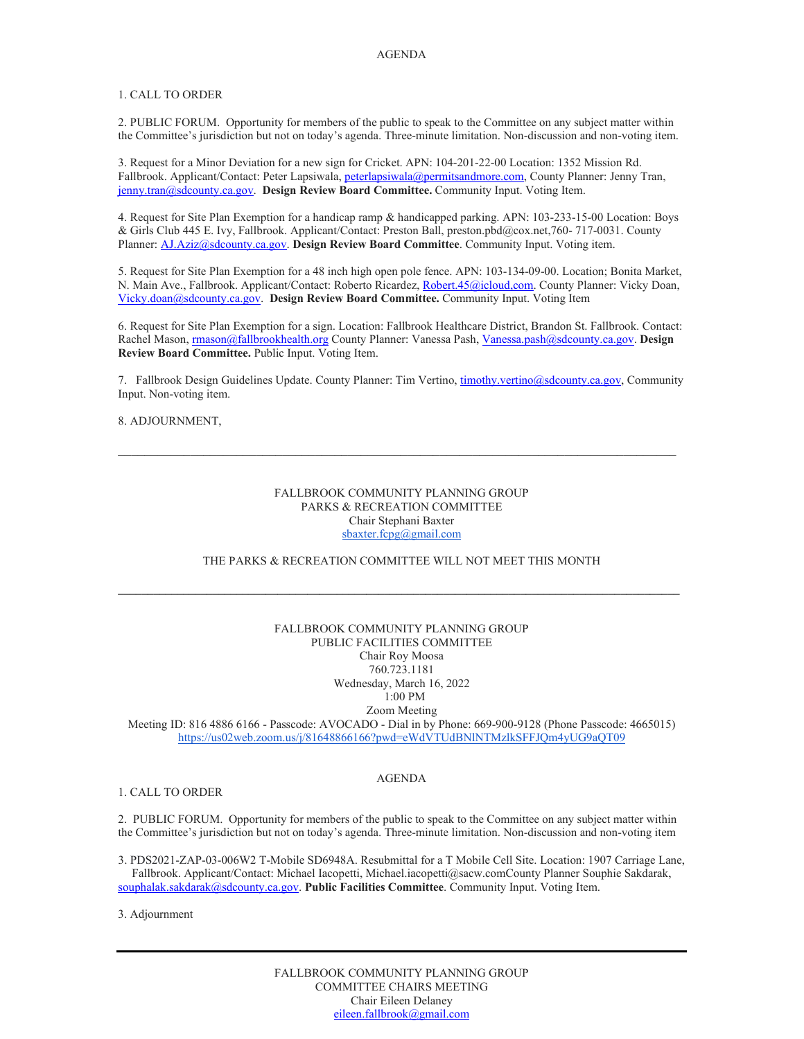AGENDA

1. CALL TO ORDER

2. PUBLIC FORUM. Opportunity for members of the public to speak to the Committee on any subject matter within the Committee's jurisdiction but not on today's agenda. Three-minute limitation. Non-discussion and non-voting item.

3. Request for a Minor Deviation for a new sign for Cricket. APN: 104-201-22-00 Location: 1352 Mission Rd. Fallbrook. Applicant/Contact: Peter Lapsiwala, peterlapsiwala@permitsandmore.com, County Planner: Jenny Tran, jenny.tran@sdcounty.ca.gov. **Design Review Board Committee.** Community Input. Voting Item.

4. Request for Site Plan Exemption for a handicap ramp & handicapped parking. APN: 103-233-15-00 Location: Boys & Girls Club 445 E. Ivy, Fallbrook. Applicant/Contact: Preston Ball, preston.pbd@cox.net,760- 717-0031. County Planner: AJ.Aziz@sdcounty.ca.gov. **Design Review Board Committee**. Community Input. Voting item.

5. Request for Site Plan Exemption for a 48 inch high open pole fence. APN: 103-134-09-00. Location; Bonita Market, N. Main Ave., Fallbrook. Applicant/Contact: Roberto Ricardez, Robert.45@icloud,com. County Planner: Vicky Doan, Vicky.doan@sdcounty.ca.gov. **Design Review Board Committee.** Community Input. Voting Item

6. Request for Site Plan Exemption for a sign. Location: Fallbrook Healthcare District, Brandon St. Fallbrook. Contact: Rachel Mason, rmason@fallbrookhealth.org County Planner: Vanessa Pash, Vanessa.pash@sdcounty.ca.gov. **Design Review Board Committee.** Public Input. Voting Item.

7. Fallbrook Design Guidelines Update. County Planner: Tim Vertino, timothy.vertino@sdcounty.ca.gov, Community Input. Non-voting item.

8. ADJOURNMENT,

---

FALLBROOK COMMUNITY PLANNING GROUP
PARKS & RECREATION COMMITTEE
Chair Stephani Baxter
sbaxter.fcpg@gmail.com

THE PARKS & RECREATION COMMITTEE WILL NOT MEET THIS MONTH

---

FALLBROOK COMMUNITY PLANNING GROUP
PUBLIC FACILITIES COMMITTEE
Chair Roy Moosa
760.723.1181
Wednesday, March 16, 2022
1:00 PM
Zoom Meeting
Meeting ID: 816 4886 6166 - Passcode: AVOCADO - Dial in by Phone: 669-900-9128 (Phone Passcode: 4665015)
https://us02web.zoom.us/j/81648866166?pwd=eWdVTUdBNlNTMzlkSFFJQm4yUG9aQT09

AGENDA

1. CALL TO ORDER

2. PUBLIC FORUM. Opportunity for members of the public to speak to the Committee on any subject matter within the Committee's jurisdiction but not on today's agenda. Three-minute limitation. Non-discussion and non-voting item

3. PDS2021-ZAP-03-006W2 T-Mobile SD6948A. Resubmittal for a T Mobile Cell Site. Location: 1907 Carriage Lane, Fallbrook. Applicant/Contact: Michael Iacopetti, Michael.iacopetti@sacw.comCounty Planner Souphie Sakdarak, souphalak.sakdarak@sdcounty.ca.gov. **Public Facilities Committee**. Community Input. Voting Item.

3. Adjournment

---

FALLBROOK COMMUNITY PLANNING GROUP
COMMITTEE CHAIRS MEETING
Chair Eileen Delaney
eileen.fallbrook@gmail.com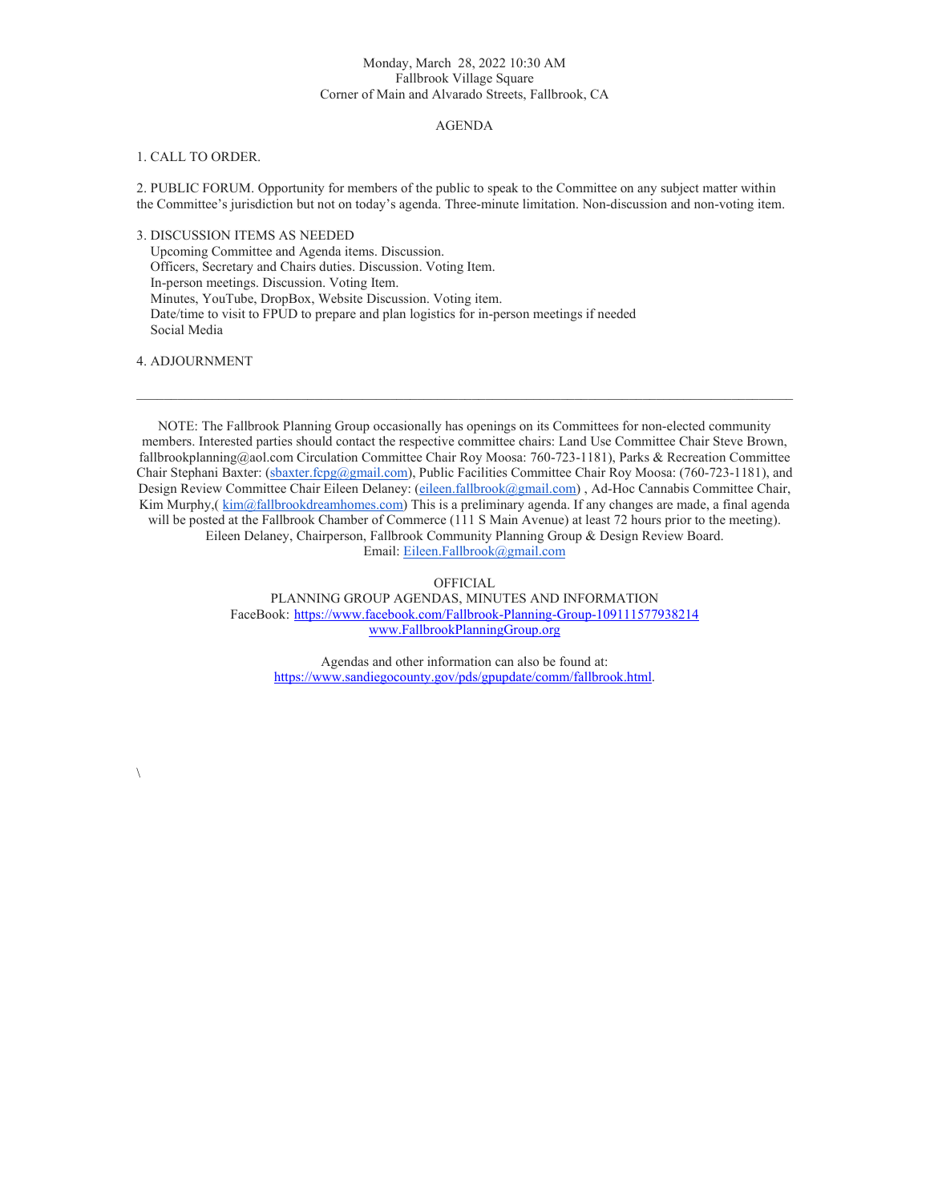Monday, March 28, 2022 10:30 AM
Fallbrook Village Square
Corner of Main and Alvarado Streets, Fallbrook, CA

AGENDA

1. CALL TO ORDER.

2. PUBLIC FORUM. Opportunity for members of the public to speak to the Committee on any subject matter within the Committee's jurisdiction but not on today's agenda. Three-minute limitation. Non-discussion and non-voting item.

3. DISCUSSION ITEMS AS NEEDED
   Upcoming Committee and Agenda items. Discussion.
   Officers, Secretary and Chairs duties. Discussion. Voting Item.
   In-person meetings. Discussion. Voting Item.
   Minutes, YouTube, DropBox, Website Discussion. Voting item.
   Date/time to visit to FPUD to prepare and plan logistics for in-person meetings if needed
   Social Media

4. ADJOURNMENT

---

NOTE: The Fallbrook Planning Group occasionally has openings on its Committees for non-elected community members. Interested parties should contact the respective committee chairs: Land Use Committee Chair Steve Brown, fallbrookplanning@aol.com Circulation Committee Chair Roy Moosa: 760-723-1181), Parks & Recreation Committee Chair Stephani Baxter: (sbaxter.fcpg@gmail.com), Public Facilities Committee Chair Roy Moosa: (760-723-1181), and Design Review Committee Chair Eileen Delaney: (eileen.fallbrook@gmail.com) , Ad-Hoc Cannabis Committee Chair, Kim Murphy,( kim@fallbrookdreamhomes.com) This is a preliminary agenda. If any changes are made, a final agenda will be posted at the Fallbrook Chamber of Commerce (111 S Main Avenue) at least 72 hours prior to the meeting). Eileen Delaney, Chairperson, Fallbrook Community Planning Group & Design Review Board.
Email: Eileen.Fallbrook@gmail.com

OFFICIAL
PLANNING GROUP AGENDAS, MINUTES AND INFORMATION
FaceBook: https://www.facebook.com/Fallbrook-Planning-Group-109111577938214
www.FallbrookPlanningGroup.org

Agendas and other information can also be found at:
https://www.sandiegocounty.gov/pds/gpupdate/comm/fallbrook.html.

\